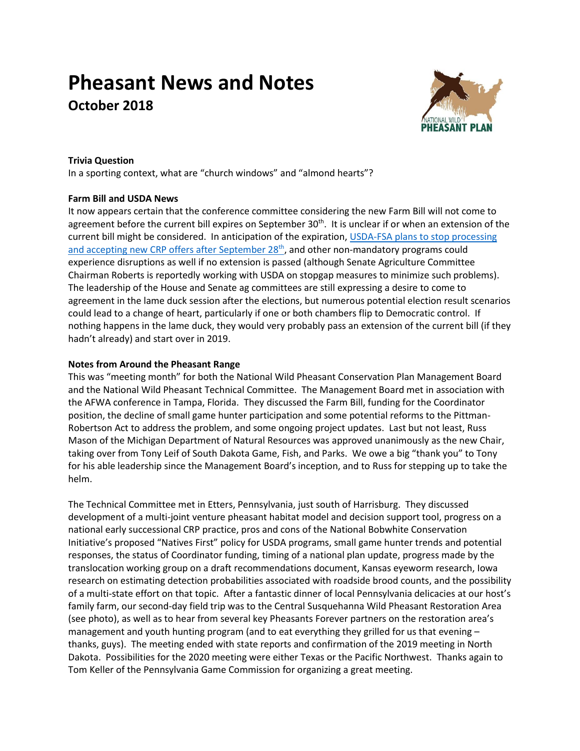# Pheasant News and Notes

## October 2018

**Trivia Question**

In a sporting context, what are "church windows" and "almond hearts"?

**Farm Bill and USDA News**

It now appears certain that the conference committee considering the new Farm Bill will not come to agreement before the current bill expires on September 30th. It is unclear if or when an extension of the current bill might be considered. In anticipation of the expiration, USDA-FSA plans to stop processing and accepting new CRP offers after September 28th, and other non-mandatory programs could experience disruptions as well if no extension is passed (although Senate Agriculture Committee Chairman Roberts is reportedly working with USDA on stopgap measures to minimize such problems). The leadership of the House and Senate ag committees are still expressing a desire to come to agreement in the lame duck session after the elections, but numerous potential election result scenarios could lead to a change of heart, particularly if one or both chambers flip to Democratic control. If nothing happens in the lame duck, they would very probably pass an extension of the current bill (if they hadn't already) and start over in 2019.

**Notes from Around the Pheasant Range**

This was "meeting month" for both the National Wild Pheasant Conservation Plan Management Board and the National Wild Pheasant Technical Committee. The Management Board met in association with the AFWA conference in Tampa, Florida. They discussed the Farm Bill, funding for the Coordinator position, the decline of small game hunter participation and some potential reforms to the Pittman-Robertson Act to address the problem, and some ongoing project updates. Last but not least, Russ Mason of the Michigan Department of Natural Resources was approved unanimously as the new Chair, taking over from Tony Leif of South Dakota Game, Fish, and Parks. We owe a big "thank you" to Tony for his able leadership since the Management Board's inception, and to Russ for stepping up to take the helm.

The Technical Committee met in Etters, Pennsylvania, just south of Harrisburg. They discussed development of a multi-joint venture pheasant habitat model and decision support tool, progress on a national early successional CRP practice, pros and cons of the National Bobwhite Conservation Initiative's proposed "Natives First" policy for USDA programs, small game hunter trends and potential responses, the status of Coordinator funding, timing of a national plan update, progress made by the translocation working group on a draft recommendations document, Kansas eyeworm research, Iowa research on estimating detection probabilities associated with roadside brood counts, and the possibility of a multi-state effort on that topic. After a fantastic dinner of local Pennsylvania delicacies at our host's family farm, our second-day field trip was to the Central Susquehanna Wild Pheasant Restoration Area (see photo), as well as to hear from several key Pheasants Forever partners on the restoration area's management and youth hunting program (and to eat everything they grilled for us that evening – thanks, guys). The meeting ended with state reports and confirmation of the 2019 meeting in North Dakota. Possibilities for the 2020 meeting were either Texas or the Pacific Northwest. Thanks again to Tom Keller of the Pennsylvania Game Commission for organizing a great meeting.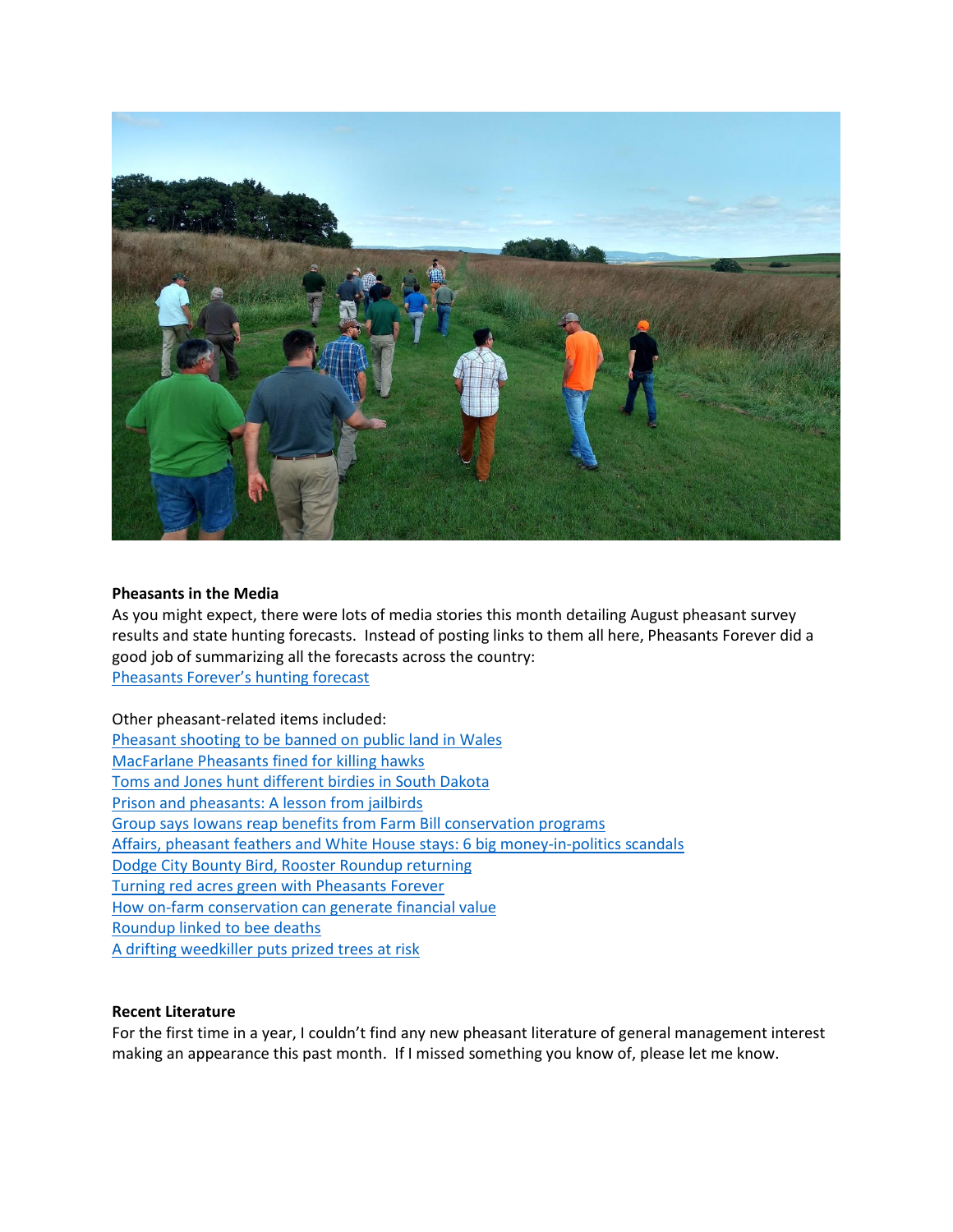**Pheasants in the Media**

As you might expect, there were lots of media stories this month detailing August pheasant survey results and state hunting forecasts. Instead of posting links to them all here, Pheasants Forever did a good job of summarizing all the forecasts across the country:
Pheasants Forever's hunting forecast

Other pheasant-related items included:
Pheasant shooting to be banned on public land in Wales
MacFarlane Pheasants fined for killing hawks
Toms and Jones hunt different birdies in South Dakota
Prison and pheasants: A lesson from jailbirds
Group says Iowans reap benefits from Farm Bill conservation programs
Affairs, pheasant feathers and White House stays: 6 big money-in-politics scandals
Dodge City Bounty Bird, Rooster Roundup returning
Turning red acres green with Pheasants Forever
How on-farm conservation can generate financial value
Roundup linked to bee deaths
A drifting weedkiller puts prized trees at risk

**Recent Literature**

For the first time in a year, I couldn't find any new pheasant literature of general management interest making an appearance this past month. If I missed something you know of, please let me know.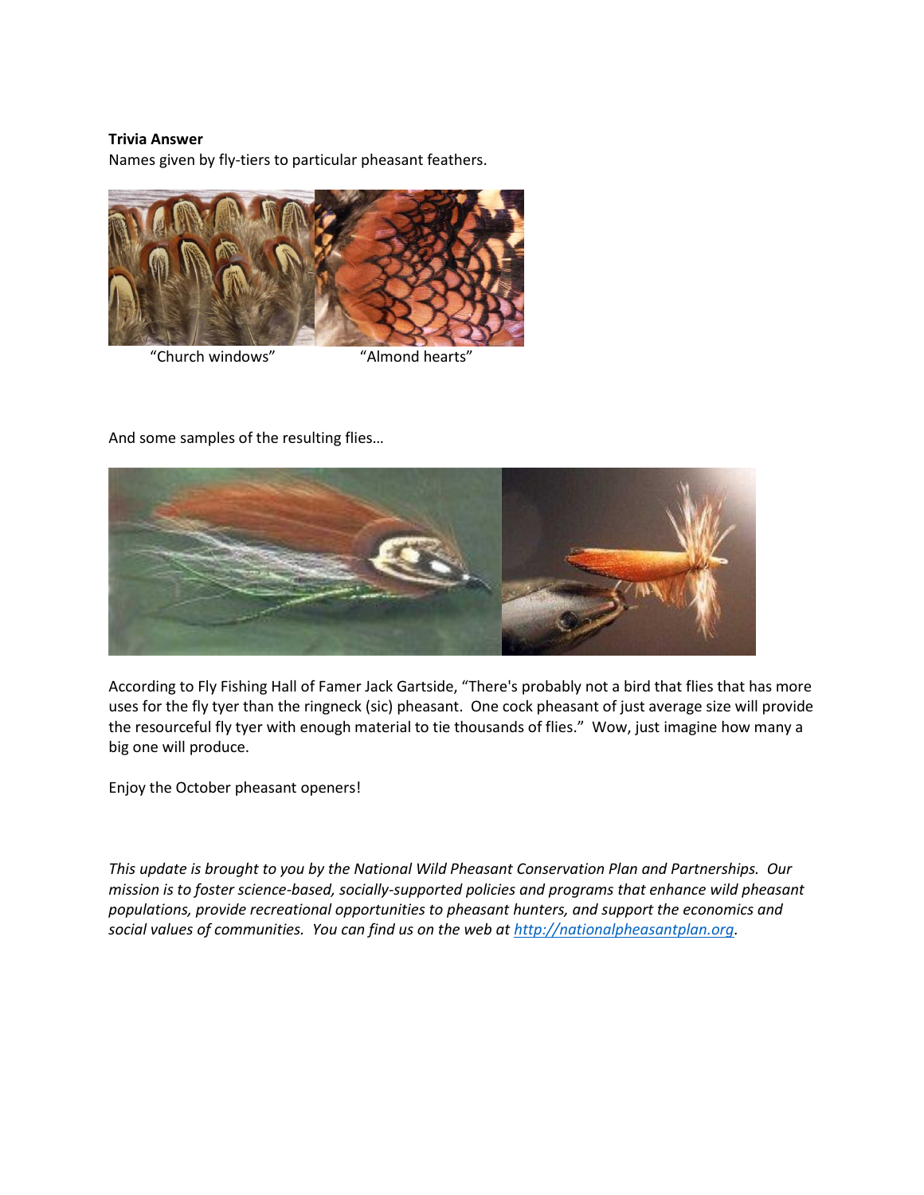**Trivia Answer**

Names given by fly-tiers to particular pheasant feathers.

"Church windows" "Almond hearts"

And some samples of the resulting flies…

According to Fly Fishing Hall of Famer Jack Gartside, "There's probably not a bird that flies that has more uses for the fly tyer than the ringneck (sic) pheasant. One cock pheasant of just average size will provide the resourceful fly tyer with enough material to tie thousands of flies." Wow, just imagine how many a big one will produce.

Enjoy the October pheasant openers!

*This update is brought to you by the National Wild Pheasant Conservation Plan and Partnerships. Our mission is to foster science-based, socially-supported policies and programs that enhance wild pheasant populations, provide recreational opportunities to pheasant hunters, and support the economics and social values of communities. You can find us on the web at [http://nationalpheasantplan.org](http://nationalpheasantplan.org).*